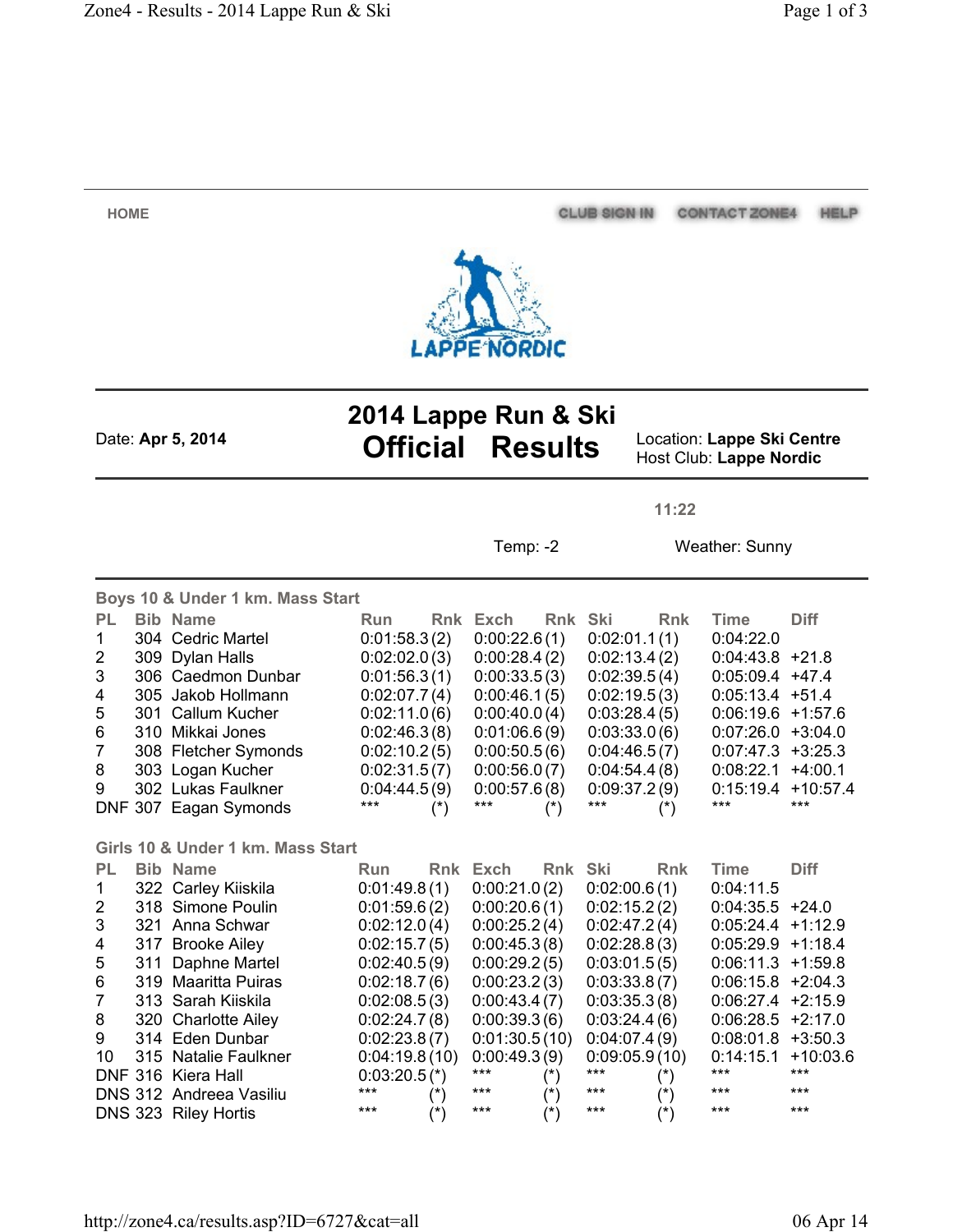HOME CLUB SIGN IN CONTACT ZONE4 HELP

LAPPE NORDIC

# 2014 Lappe Run & Ski Official Results

Date: **Apr 5, 2014**

Location: **Lappe Ski Centre**
Host Club: **Lappe Nordic**

**11:22**

Temp: -2 Weather: Sunny

### Boys 10 & Under 1 km. Mass Start

| PL | Bib | Name | Run | Rnk | Exch | Rnk | Ski | Rnk | Time | Diff |
|---|---|---|---|---|---|---|---|---|---|---|
| 1 | 304 | Cedric Martel | 0:01:58.3 | (2) | 0:00:22.6 | (1) | 0:02:01.1 | (1) | 0:04:22.0 | |
| 2 | 309 | Dylan Halls | 0:02:02.0 | (3) | 0:00:28.4 | (2) | 0:02:13.4 | (2) | 0:04:43.8 | +21.8 |
| 3 | 306 | Caedmon Dunbar | 0:01:56.3 | (1) | 0:00:33.5 | (3) | 0:02:39.5 | (4) | 0:05:09.4 | +47.4 |
| 4 | 305 | Jakob Hollmann | 0:02:07.7 | (4) | 0:00:46.1 | (5) | 0:02:19.5 | (3) | 0:05:13.4 | +51.4 |
| 5 | 301 | Callum Kucher | 0:02:11.0 | (6) | 0:00:40.0 | (4) | 0:03:28.4 | (5) | 0:06:19.6 | +1:57.6 |
| 6 | 310 | Mikkai Jones | 0:02:46.3 | (8) | 0:01:06.6 | (9) | 0:03:33.0 | (6) | 0:07:26.0 | +3:04.0 |
| 7 | 308 | Fletcher Symonds | 0:02:10.2 | (5) | 0:00:50.5 | (6) | 0:04:46.5 | (7) | 0:07:47.3 | +3:25.3 |
| 8 | 303 | Logan Kucher | 0:02:31.5 | (7) | 0:00:56.0 | (7) | 0:04:54.4 | (8) | 0:08:22.1 | +4:00.1 |
| 9 | 302 | Lukas Faulkner | 0:04:44.5 | (9) | 0:00:57.6 | (8) | 0:09:37.2 | (9) | 0:15:19.4 | +10:57.4 |
| DNF | 307 | Eagan Symonds | *** | (*) | *** | (*) | *** | (*) | *** | *** |

### Girls 10 & Under 1 km. Mass Start

| PL | Bib | Name | Run | Rnk | Exch | Rnk | Ski | Rnk | Time | Diff |
|---|---|---|---|---|---|---|---|---|---|---|
| 1 | 322 | Carley Kiiskila | 0:01:49.8 | (1) | 0:00:21.0 | (2) | 0:02:00.6 | (1) | 0:04:11.5 | |
| 2 | 318 | Simone Poulin | 0:01:59.6 | (2) | 0:00:20.6 | (1) | 0:02:15.2 | (2) | 0:04:35.5 | +24.0 |
| 3 | 321 | Anna Schwar | 0:02:12.0 | (4) | 0:00:25.2 | (4) | 0:02:47.2 | (4) | 0:05:24.4 | +1:12.9 |
| 4 | 317 | Brooke Ailey | 0:02:15.7 | (5) | 0:00:45.3 | (8) | 0:02:28.8 | (3) | 0:05:29.9 | +1:18.4 |
| 5 | 311 | Daphne Martel | 0:02:40.5 | (9) | 0:00:29.2 | (5) | 0:03:01.5 | (5) | 0:06:11.3 | +1:59.8 |
| 6 | 319 | Maaritta Puiras | 0:02:18.7 | (6) | 0:00:23.2 | (3) | 0:03:33.8 | (7) | 0:06:15.8 | +2:04.3 |
| 7 | 313 | Sarah Kiiskila | 0:02:08.5 | (3) | 0:00:43.4 | (7) | 0:03:35.3 | (8) | 0:06:27.4 | +2:15.9 |
| 8 | 320 | Charlotte Ailey | 0:02:24.7 | (8) | 0:00:39.3 | (6) | 0:03:24.4 | (6) | 0:06:28.5 | +2:17.0 |
| 9 | 314 | Eden Dunbar | 0:02:23.8 | (7) | 0:01:30.5 | (10) | 0:04:07.4 | (9) | 0:08:01.8 | +3:50.3 |
| 10 | 315 | Natalie Faulkner | 0:04:19.8 | (10) | 0:00:49.3 | (9) | 0:09:05.9 | (10) | 0:14:15.1 | +10:03.6 |
| DNF | 316 | Kiera Hall | 0:03:20.5 | (*) | *** | (*) | *** | (*) | *** | *** |
| DNS | 312 | Andreea Vasiliu | *** | (*) | *** | (*) | *** | (*) | *** | *** |
| DNS | 323 | Riley Hortis | *** | (*) | *** | (*) | *** | (*) | *** | *** |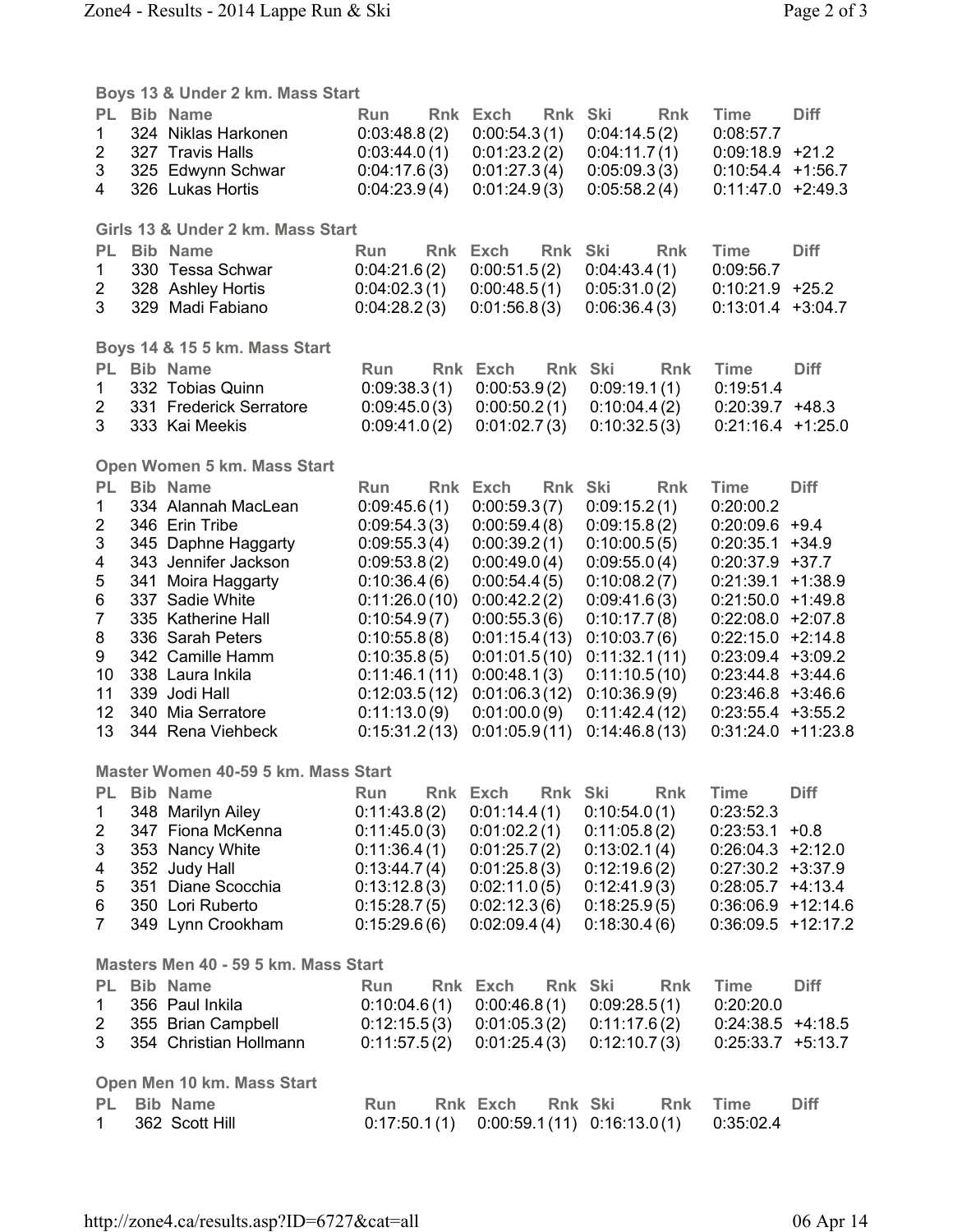### Boys 13 & Under 2 km. Mass Start

| PL | Bib | Name | Run | Rnk | Exch | Rnk | Ski | Rnk | Time | Diff |
|---|---|---|---|---|---|---|---|---|---|---|
| 1 | 324 | Niklas Harkonen | 0:03:48.8 | (2) | 0:00:54.3 | (1) | 0:04:14.5 | (2) | 0:08:57.7 | |
| 2 | 327 | Travis Halls | 0:03:44.0 | (1) | 0:01:23.2 | (2) | 0:04:11.7 | (1) | 0:09:18.9 | +21.2 |
| 3 | 325 | Edwynn Schwar | 0:04:17.6 | (3) | 0:01:27.3 | (4) | 0:05:09.3 | (3) | 0:10:54.4 | +1:56.7 |
| 4 | 326 | Lukas Hortis | 0:04:23.9 | (4) | 0:01:24.9 | (3) | 0:05:58.2 | (4) | 0:11:47.0 | +2:49.3 |

### Girls 13 & Under 2 km. Mass Start

| PL | Bib | Name | Run | Rnk | Exch | Rnk | Ski | Rnk | Time | Diff |
|---|---|---|---|---|---|---|---|---|---|---|
| 1 | 330 | Tessa Schwar | 0:04:21.6 | (2) | 0:00:51.5 | (2) | 0:04:43.4 | (1) | 0:09:56.7 | |
| 2 | 328 | Ashley Hortis | 0:04:02.3 | (1) | 0:00:48.5 | (1) | 0:05:31.0 | (2) | 0:10:21.9 | +25.2 |
| 3 | 329 | Madi Fabiano | 0:04:28.2 | (3) | 0:01:56.8 | (3) | 0:06:36.4 | (3) | 0:13:01.4 | +3:04.7 |

### Boys 14 & 15 5 km. Mass Start

| PL | Bib | Name | Run | Rnk | Exch | Rnk | Ski | Rnk | Time | Diff |
|---|---|---|---|---|---|---|---|---|---|---|
| 1 | 332 | Tobias Quinn | 0:09:38.3 | (1) | 0:00:53.9 | (2) | 0:09:19.1 | (1) | 0:19:51.4 | |
| 2 | 331 | Frederick Serratore | 0:09:45.0 | (3) | 0:00:50.2 | (1) | 0:10:04.4 | (2) | 0:20:39.7 | +48.3 |
| 3 | 333 | Kai Meekis | 0:09:41.0 | (2) | 0:01:02.7 | (3) | 0:10:32.5 | (3) | 0:21:16.4 | +1:25.0 |

### Open Women 5 km. Mass Start

| PL | Bib | Name | Run | Rnk | Exch | Rnk | Ski | Rnk | Time | Diff |
|---|---|---|---|---|---|---|---|---|---|---|
| 1 | 334 | Alannah MacLean | 0:09:45.6 | (1) | 0:00:59.3 | (7) | 0:09:15.2 | (1) | 0:20:00.2 | |
| 2 | 346 | Erin Tribe | 0:09:54.3 | (3) | 0:00:59.4 | (8) | 0:09:15.8 | (2) | 0:20:09.6 | +9.4 |
| 3 | 345 | Daphne Haggarty | 0:09:55.3 | (4) | 0:00:39.2 | (1) | 0:10:00.5 | (5) | 0:20:35.1 | +34.9 |
| 4 | 343 | Jennifer Jackson | 0:09:53.8 | (2) | 0:00:49.0 | (4) | 0:09:55.0 | (4) | 0:20:37.9 | +37.7 |
| 5 | 341 | Moira Haggarty | 0:10:36.4 | (6) | 0:00:54.4 | (5) | 0:10:08.2 | (7) | 0:21:39.1 | +1:38.9 |
| 6 | 337 | Sadie White | 0:11:26.0 | (10) | 0:00:42.2 | (2) | 0:09:41.6 | (3) | 0:21:50.0 | +1:49.8 |
| 7 | 335 | Katherine Hall | 0:10:54.9 | (7) | 0:00:55.3 | (6) | 0:10:17.7 | (8) | 0:22:08.0 | +2:07.8 |
| 8 | 336 | Sarah Peters | 0:10:55.8 | (8) | 0:01:15.4 | (13) | 0:10:03.7 | (6) | 0:22:15.0 | +2:14.8 |
| 9 | 342 | Camille Hamm | 0:10:35.8 | (5) | 0:01:01.5 | (10) | 0:11:32.1 | (11) | 0:23:09.4 | +3:09.2 |
| 10 | 338 | Laura Inkila | 0:11:46.1 | (11) | 0:00:48.1 | (3) | 0:11:10.5 | (10) | 0:23:46.8 | +3:46.6 |
| 11 | 339 | Jodi Hall | 0:12:03.5 | (12) | 0:01:06.3 | (12) | 0:10:36.9 | (9) | 0:23:46.8 | +3:46.6 |
| 12 | 340 | Mia Serratore | 0:11:13.0 | (9) | 0:01:00.0 | (9) | 0:11:42.4 | (12) | 0:23:55.4 | +3:55.2 |
| 13 | 344 | Rena Viehbeck | 0:15:31.2 | (13) | 0:01:05.9 | (11) | 0:14:46.8 | (13) | 0:31:24.0 | +11:23.8 |

### Master Women 40-59 5 km. Mass Start

| PL | Bib | Name | Run | Rnk | Exch | Rnk | Ski | Rnk | Time | Diff |
|---|---|---|---|---|---|---|---|---|---|---|
| 1 | 348 | Marilyn Ailey | 0:11:43.8 | (2) | 0:01:14.4 | (1) | 0:10:54.0 | (1) | 0:23:52.3 | |
| 2 | 347 | Fiona McKenna | 0:11:45.0 | (3) | 0:01:02.2 | (1) | 0:11:05.8 | (2) | 0:23:53.1 | +0.8 |
| 3 | 353 | Nancy White | 0:11:36.4 | (1) | 0:01:25.7 | (2) | 0:13:02.1 | (4) | 0:26:04.3 | +2:12.0 |
| 4 | 352 | Judy Hall | 0:13:44.7 | (4) | 0:01:25.8 | (3) | 0:12:19.6 | (2) | 0:27:30.2 | +3:37.9 |
| 5 | 351 | Diane Scocchia | 0:13:12.8 | (3) | 0:02:11.0 | (5) | 0:12:41.9 | (3) | 0:28:05.7 | +4:13.4 |
| 6 | 350 | Lori Ruberto | 0:15:28.7 | (5) | 0:02:12.3 | (6) | 0:18:25.9 | (5) | 0:36:06.9 | +12:14.6 |
| 7 | 349 | Lynn Crookham | 0:15:29.6 | (6) | 0:02:09.4 | (4) | 0:18:30.4 | (6) | 0:36:09.5 | +12:17.2 |

### Masters Men 40 - 59 5 km. Mass Start

| PL | Bib | Name | Run | Rnk | Exch | Rnk | Ski | Rnk | Time | Diff |
|---|---|---|---|---|---|---|---|---|---|---|
| 1 | 356 | Paul Inkila | 0:10:04.6 | (1) | 0:00:46.8 | (1) | 0:09:28.5 | (1) | 0:20:20.0 | |
| 2 | 355 | Brian Campbell | 0:12:15.5 | (3) | 0:01:05.3 | (2) | 0:11:17.6 | (2) | 0:24:38.5 | +4:18.5 |
| 3 | 354 | Christian Hollmann | 0:11:57.5 | (2) | 0:01:25.4 | (3) | 0:12:10.7 | (3) | 0:25:33.7 | +5:13.7 |

### Open Men 10 km. Mass Start

| PL | Bib | Name | Run | Rnk | Exch | Rnk | Ski | Rnk | Time | Diff |
|---|---|---|---|---|---|---|---|---|---|---|
| 1 | 362 | Scott Hill | 0:17:50.1 | (1) | 0:00:59.1 | (11) | 0:16:13.0 | (1) | 0:35:02.4 | |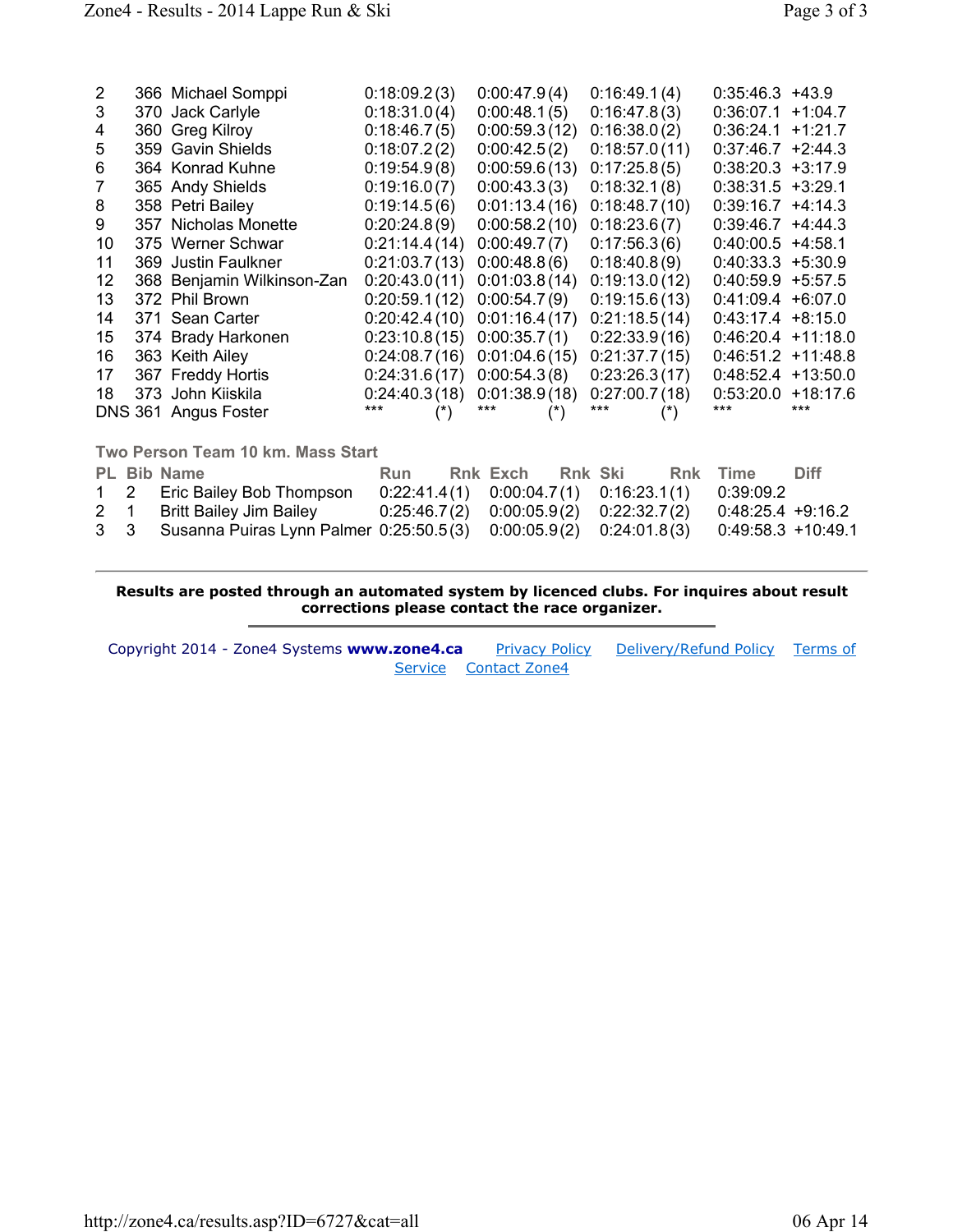| | | | | | | | |
|---|---|---|---|---|---|---|---|
| 2 | 366 | Michael Somppi | 0:18:09.2 (3) | 0:00:47.9 (4) | 0:16:49.1 (4) | 0:35:46.3 | +43.9 |
| 3 | 370 | Jack Carlyle | 0:18:31.0 (4) | 0:00:48.1 (5) | 0:16:47.8 (3) | 0:36:07.1 | +1:04.7 |
| 4 | 360 | Greg Kilroy | 0:18:46.7 (5) | 0:00:59.3 (12) | 0:16:38.0 (2) | 0:36:24.1 | +1:21.7 |
| 5 | 359 | Gavin Shields | 0:18:07.2 (2) | 0:00:42.5 (2) | 0:18:57.0 (11) | 0:37:46.7 | +2:44.3 |
| 6 | 364 | Konrad Kuhne | 0:19:54.9 (8) | 0:00:59.6 (13) | 0:17:25.8 (5) | 0:38:20.3 | +3:17.9 |
| 7 | 365 | Andy Shields | 0:19:16.0 (7) | 0:00:43.3 (3) | 0:18:32.1 (8) | 0:38:31.5 | +3:29.1 |
| 8 | 358 | Petri Bailey | 0:19:14.5 (6) | 0:01:13.4 (16) | 0:18:48.7 (10) | 0:39:16.7 | +4:14.3 |
| 9 | 357 | Nicholas Monette | 0:20:24.8 (9) | 0:00:58.2 (10) | 0:18:23.6 (7) | 0:39:46.7 | +4:44.3 |
| 10 | 375 | Werner Schwar | 0:21:14.4 (14) | 0:00:49.7 (7) | 0:17:56.3 (6) | 0:40:00.5 | +4:58.1 |
| 11 | 369 | Justin Faulkner | 0:21:03.7 (13) | 0:00:48.8 (6) | 0:18:40.8 (9) | 0:40:33.3 | +5:30.9 |
| 12 | 368 | Benjamin Wilkinson-Zan | 0:20:43.0 (11) | 0:01:03.8 (14) | 0:19:13.0 (12) | 0:40:59.9 | +5:57.5 |
| 13 | 372 | Phil Brown | 0:20:59.1 (12) | 0:00:54.7 (9) | 0:19:15.6 (13) | 0:41:09.4 | +6:07.0 |
| 14 | 371 | Sean Carter | 0:20:42.4 (10) | 0:01:16.4 (17) | 0:21:18.5 (14) | 0:43:17.4 | +8:15.0 |
| 15 | 374 | Brady Harkonen | 0:23:10.8 (15) | 0:00:35.7 (1) | 0:22:33.9 (16) | 0:46:20.4 | +11:18.0 |
| 16 | 363 | Keith Ailey | 0:24:08.7 (16) | 0:01:04.6 (15) | 0:21:37.7 (15) | 0:46:51.2 | +11:48.8 |
| 17 | 367 | Freddy Hortis | 0:24:31.6 (17) | 0:00:54.3 (8) | 0:23:26.3 (17) | 0:48:52.4 | +13:50.0 |
| 18 | 373 | John Kiiskila | 0:24:40.3 (18) | 0:01:38.9 (18) | 0:27:00.7 (18) | 0:53:20.0 | +18:17.6 |
| DNS | 361 | Angus Foster | *** (*) | *** (*) | *** (*) | *** | *** |

### Two Person Team 10 km. Mass Start

| PL | Bib | Name | Run | Rnk | Exch | Rnk | Ski | Rnk | Time | Diff |
|---|---|---|---|---|---|---|---|---|---|---|
| 1 | 2 | Eric Bailey Bob Thompson | 0:22:41.4 | (1) | 0:00:04.7 | (1) | 0:16:23.1 | (1) | 0:39:09.2 | |
| 2 | 1 | Britt Bailey Jim Bailey | 0:25:46.7 | (2) | 0:00:05.9 | (2) | 0:22:32.7 | (2) | 0:48:25.4 | +9:16.2 |
| 3 | 3 | Susanna Puiras Lynn Palmer | 0:25:50.5 | (3) | 0:00:05.9 | (2) | 0:24:01.8 | (3) | 0:49:58.3 | +10:49.1 |

**Results are posted through an automated system by licenced clubs. For inquires about result corrections please contact the race organizer.**

Copyright 2014 - Zone4 Systems **www.zone4.ca** Privacy Policy Delivery/Refund Policy Terms of Service Contact Zone4